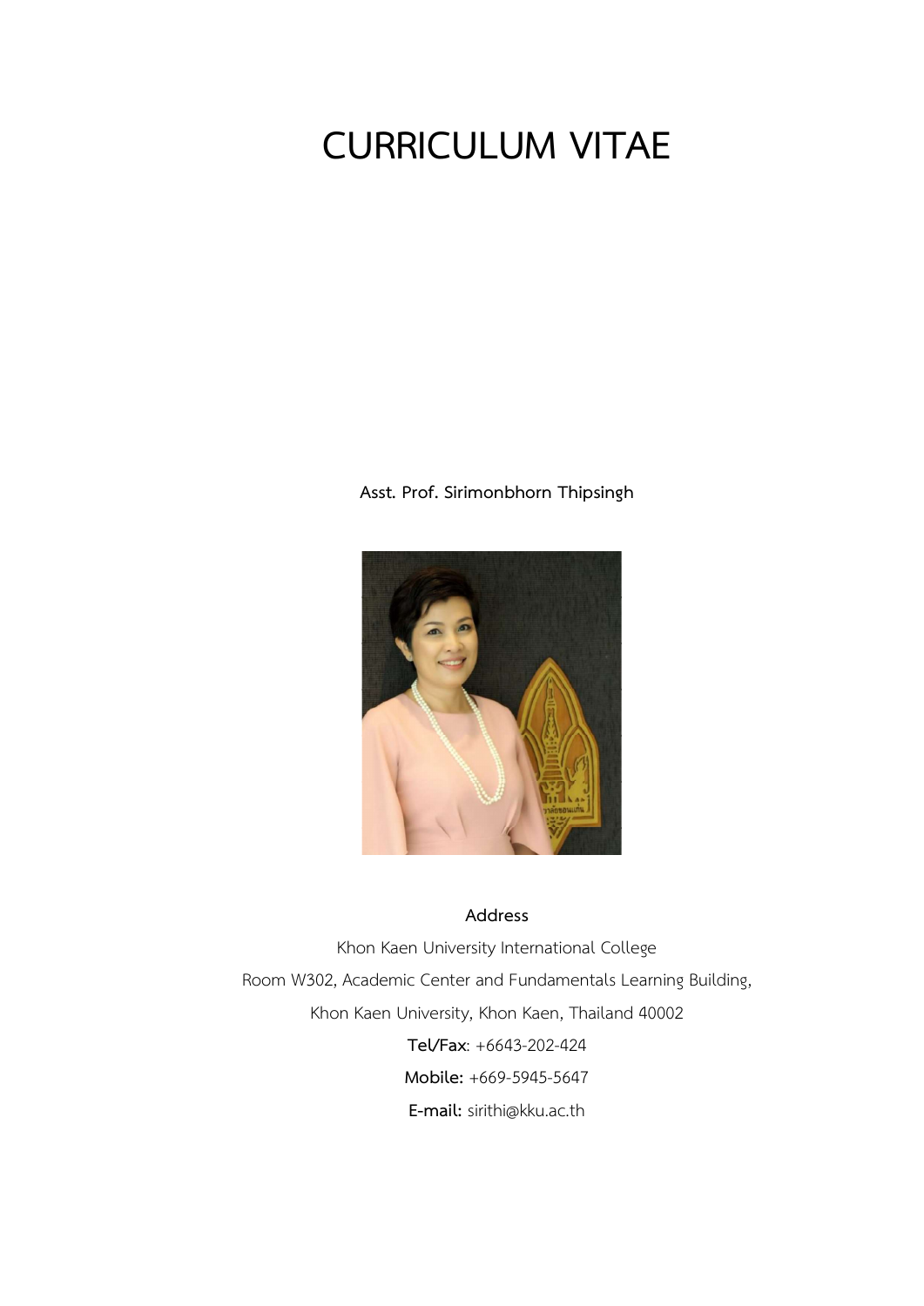# CURRICULUM VITAE

**Asst. Prof. Sirimonbhorn Thipsingh**

**Address**

Khon Kaen University International College

Room W302, Academic Center and Fundamentals Learning Building,

Khon Kaen University, Khon Kaen, Thailand 40002

**Tel/Fax**: +6643-202-424

**Mobile:** +669-5945-5647

**E-mail:** sirithi@kku.ac.th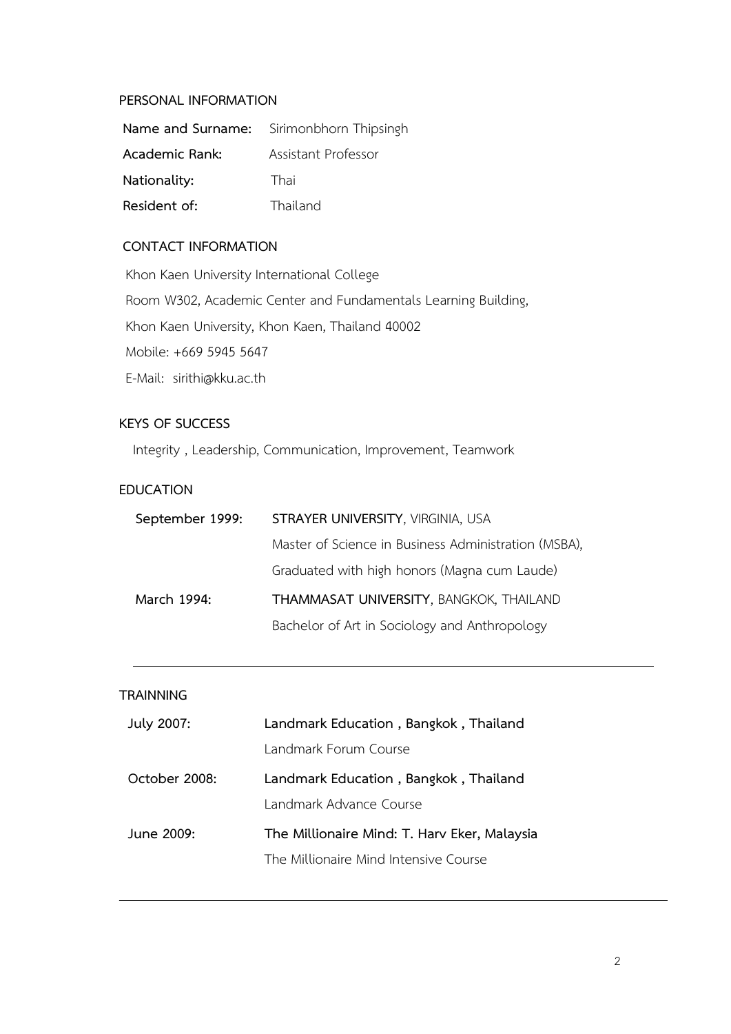## PERSONAL INFORMATION

| | |
|---|---|
| **Name and Surname:** | Sirimonbhorn Thipsingh |
| **Academic Rank:** | Assistant Professor |
| **Nationality:** | Thai |
| **Resident of:** | Thailand |

## CONTACT INFORMATION

Khon Kaen University International College
Room W302, Academic Center and Fundamentals Learning Building,
Khon Kaen University, Khon Kaen, Thailand 40002
Mobile: +669 5945 5647
E-Mail: sirithi@kku.ac.th

## KEYS OF SUCCESS

Integrity , Leadership, Communication, Improvement, Teamwork

## EDUCATION

| | |
|---|---|
| **September 1999:** | **STRAYER UNIVERSITY**, VIRGINIA, USA<br>Master of Science in Business Administration (MSBA),<br>Graduated with high honors (Magna cum Laude) |
| **March 1994:** | **THAMMASAT UNIVERSITY**, BANGKOK, THAILAND<br>Bachelor of Art in Sociology and Anthropology |

---

## TRAINNING

| | |
|---|---|
| **July 2007:** | **Landmark Education , Bangkok , Thailand**<br>Landmark Forum Course |
| **October 2008:** | **Landmark Education , Bangkok , Thailand**<br>Landmark Advance Course |
| **June 2009:** | **The Millionaire Mind: T. Harv Eker, Malaysia**<br>The Millionaire Mind Intensive Course |

---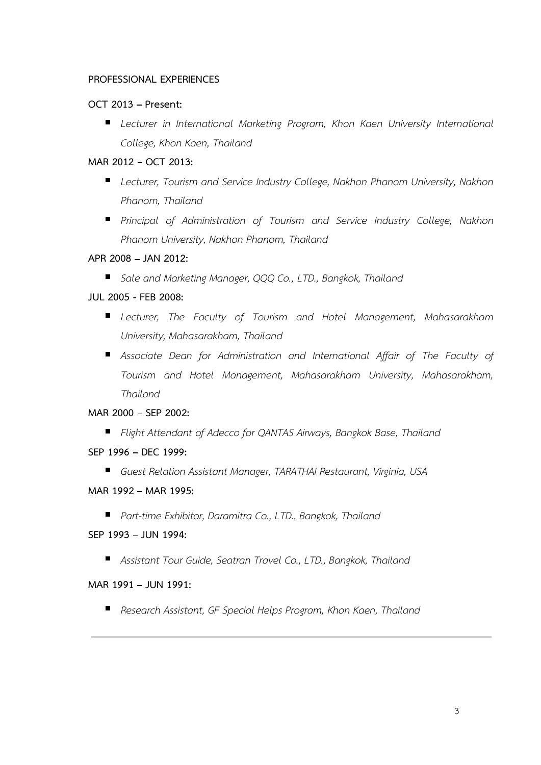**PROFESSIONAL EXPERIENCES**

**OCT 2013 – Present:**

- *Lecturer in International Marketing Program, Khon Kaen University International College, Khon Kaen, Thailand*

**MAR 2012 – OCT 2013:**

- *Lecturer, Tourism and Service Industry College, Nakhon Phanom University, Nakhon Phanom, Thailand*
- *Principal of Administration of Tourism and Service Industry College, Nakhon Phanom University, Nakhon Phanom, Thailand*

**APR 2008 – JAN 2012:**

- *Sale and Marketing Manager, QQQ Co., LTD., Bangkok, Thailand*

**JUL 2005 - FEB 2008:**

- *Lecturer, The Faculty of Tourism and Hotel Management, Mahasarakham University, Mahasarakham, Thailand*
- *Associate Dean for Administration and International Affair of The Faculty of Tourism and Hotel Management, Mahasarakham University, Mahasarakham, Thailand*

**MAR 2000 – SEP 2002:**

- *Flight Attendant of Adecco for QANTAS Airways, Bangkok Base, Thailand*

**SEP 1996 – DEC 1999:**

- *Guest Relation Assistant Manager, TARATHAI Restaurant, Virginia, USA*

**MAR 1992 – MAR 1995:**

- *Part-time Exhibitor, Daramitra Co., LTD., Bangkok, Thailand*

**SEP 1993 – JUN 1994:**

- *Assistant Tour Guide, Seatran Travel Co., LTD., Bangkok, Thailand*

**MAR 1991 – JUN 1991:**

- *Research Assistant, GF Special Helps Program, Khon Kaen, Thailand*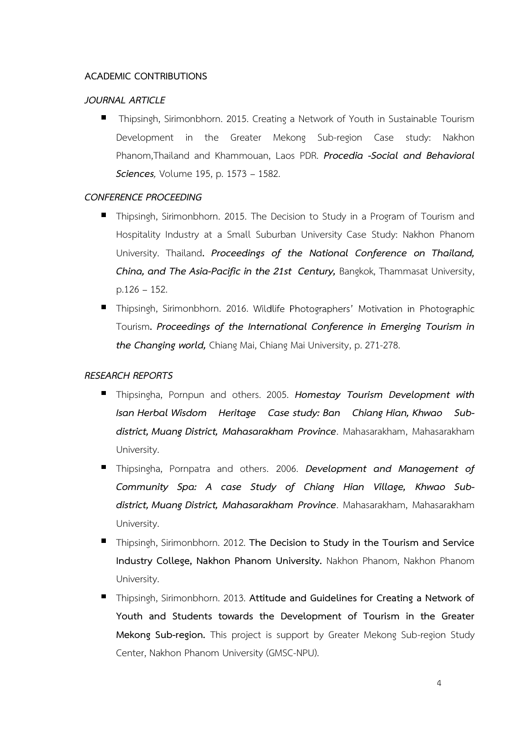**ACADEMIC CONTRIBUTIONS**

***JOURNAL ARTICLE***

- Thipsingh, Sirimonbhorn. 2015. Creating a Network of Youth in Sustainable Tourism Development in the Greater Mekong Sub-region Case study: Nakhon Phanom,Thailand and Khammouan, Laos PDR. ***Procedia -Social and Behavioral Sciences**,* Volume 195, p. 1573 – 1582.

***CONFERENCE PROCEEDING***

- Thipsingh, Sirimonbhorn. 2015. The Decision to Study in a Program of Tourism and Hospitality Industry at a Small Suburban University Case Study: Nakhon Phanom University. Thailand**. *Proceedings of the National Conference on Thailand, China, and The Asia-Pacific in the 21st Century,*** Bangkok, Thammasat University, p.126 – 152.
- Thipsingh, Sirimonbhorn. 2016. Wildlife Photographers' Motivation in Photographic Tourism**. *Proceedings of the International Conference in Emerging Tourism in the Changing world,*** Chiang Mai, Chiang Mai University, p. 271-278.

***RESEARCH REPORTS***

- Thipsingha, Pornpun and others. 2005. ***Homestay Tourism Development with Isan Herbal Wisdom Heritage Case study: Ban Chiang Hian, Khwao Sub-district, Muang District, Mahasarakham Province***. Mahasarakham, Mahasarakham University.
- Thipsingha, Pornpatra and others. 2006. ***Development and Management of Community Spa: A case Study of Chiang Hian Village, Khwao Sub-district, Muang District, Mahasarakham Province***. Mahasarakham, Mahasarakham University.
- Thipsingh, Sirimonbhorn. 2012. **The Decision to Study in the Tourism and Service Industry College, Nakhon Phanom University.** Nakhon Phanom, Nakhon Phanom University.
- Thipsingh, Sirimonbhorn. 2013. **Attitude and Guidelines for Creating a Network of Youth and Students towards the Development of Tourism in the Greater Mekong Sub-region.** This project is support by Greater Mekong Sub-region Study Center, Nakhon Phanom University (GMSC-NPU).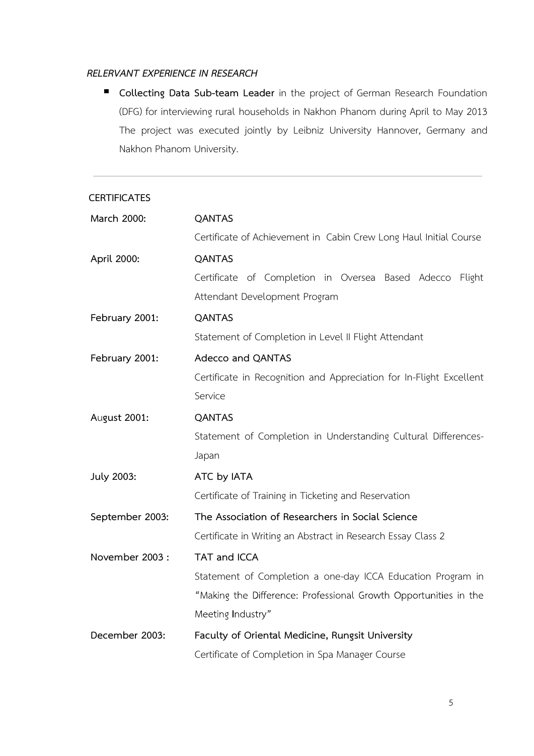### *RELERVANT EXPERIENCE IN RESEARCH*

- **Collecting Data Sub-team Leader** in the project of German Research Foundation (DFG) for interviewing rural households in Nakhon Phanom during April to May 2013 The project was executed jointly by Leibniz University Hannover, Germany and Nakhon Phanom University.

---

### CERTIFICATES

| | |
|---|---|
| **March 2000:** | **QANTAS**<br>Certificate of Achievement in Cabin Crew Long Haul Initial Course |
| **April 2000:** | **QANTAS**<br>Certificate of Completion in Oversea Based Adecco Flight Attendant Development Program |
| **February 2001:** | **QANTAS**<br>Statement of Completion in Level II Flight Attendant |
| **February 2001:** | **Adecco and QANTAS**<br>Certificate in Recognition and Appreciation for In-Flight Excellent Service |
| **August 2001:** | **QANTAS**<br>Statement of Completion in Understanding Cultural Differences-Japan |
| **July 2003:** | **ATC by IATA**<br>Certificate of Training in Ticketing and Reservation |
| **September 2003:** | **The Association of Researchers in Social Science**<br>Certificate in Writing an Abstract in Research Essay Class 2 |
| **November 2003 :** | **TAT and ICCA**<br>Statement of Completion a one-day ICCA Education Program in "Making the Difference: Professional Growth Opportunities in the Meeting Industry" |
| **December 2003:** | **Faculty of Oriental Medicine, Rungsit University**<br>Certificate of Completion in Spa Manager Course |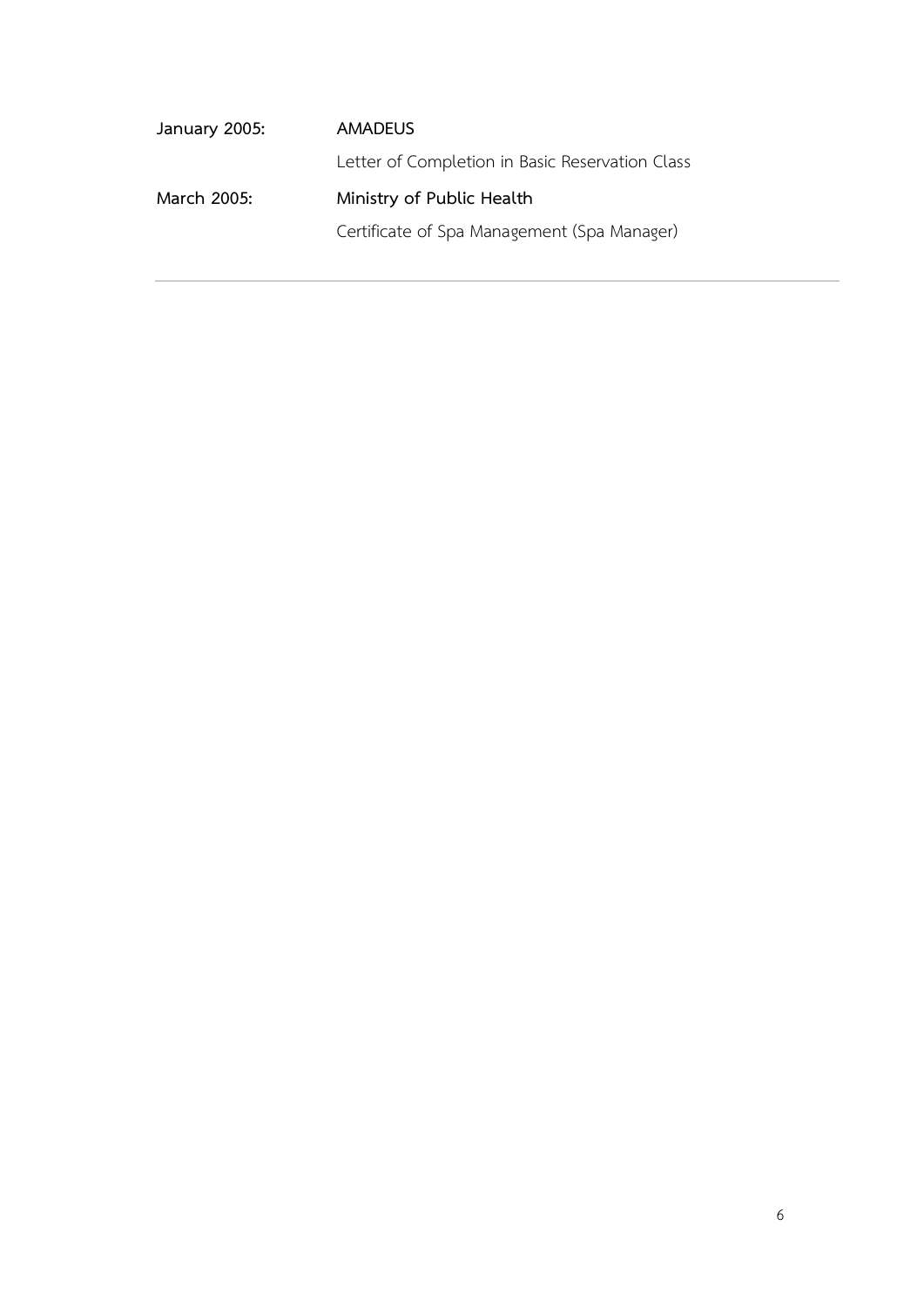**January 2005:** **AMADEUS**

Letter of Completion in Basic Reservation Class

**March 2005:** **Ministry of Public Health**

Certificate of Spa Management (Spa Manager)

---